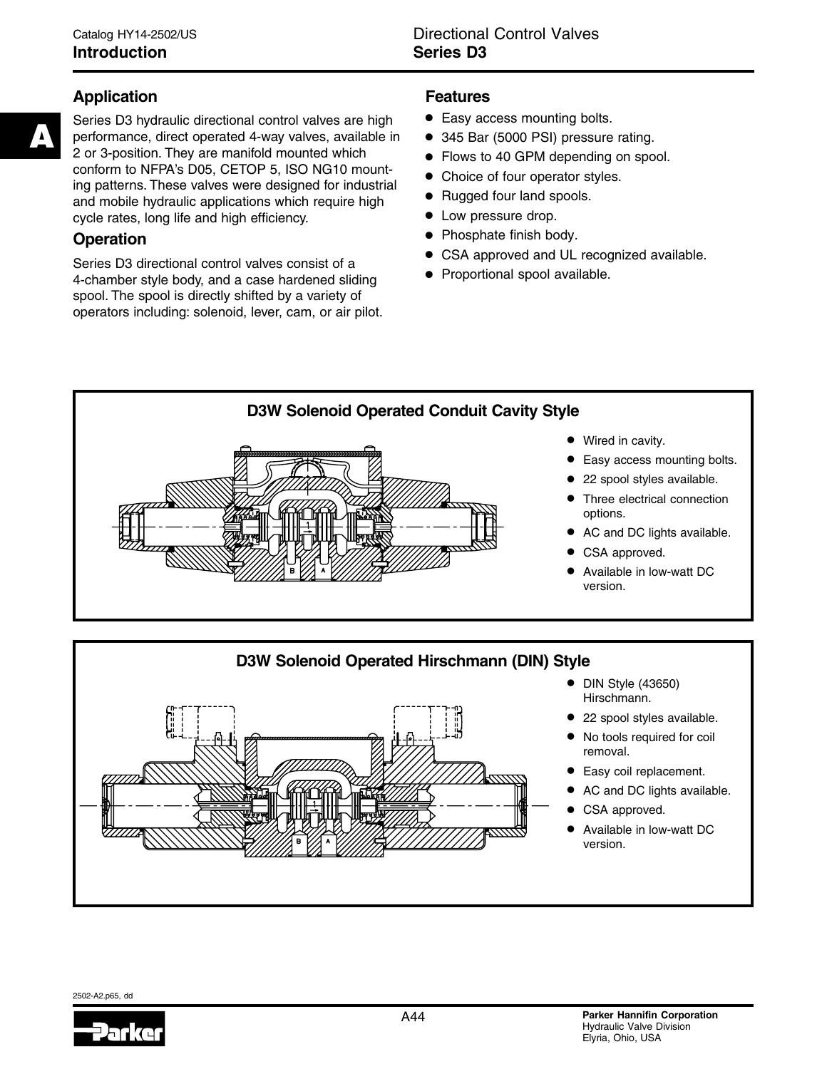# Directional Control Valves
## Series D3

## Application

Series D3 hydraulic directional control valves are high performance, direct operated 4-way valves, available in 2 or 3-position. They are manifold mounted which conform to NFPA's D05, CETOP 5, ISO NG10 mounting patterns. These valves were designed for industrial and mobile hydraulic applications which require high cycle rates, long life and high efficiency.

## Operation

Series D3 directional control valves consist of a 4-chamber style body, and a case hardened sliding spool. The spool is directly shifted by a variety of operators including: solenoid, lever, cam, or air pilot.

## Features

- Easy access mounting bolts.
- 345 Bar (5000 PSI) pressure rating.
- Flows to 40 GPM depending on spool.
- Choice of four operator styles.
- Rugged four land spools.
- Low pressure drop.
- Phosphate finish body.
- CSA approved and UL recognized available.
- Proportional spool available.

### D3W Solenoid Operated Conduit Cavity Style

- Wired in cavity.
- Easy access mounting bolts.
- 22 spool styles available.
- Three electrical connection options.
- AC and DC lights available.
- CSA approved.
- Available in low-watt DC version.

### D3W Solenoid Operated Hirschmann (DIN) Style

- DIN Style (43650) Hirschmann.
- 22 spool styles available.
- No tools required for coil removal.
- Easy coil replacement.
- AC and DC lights available.
- CSA approved.
- Available in low-watt DC version.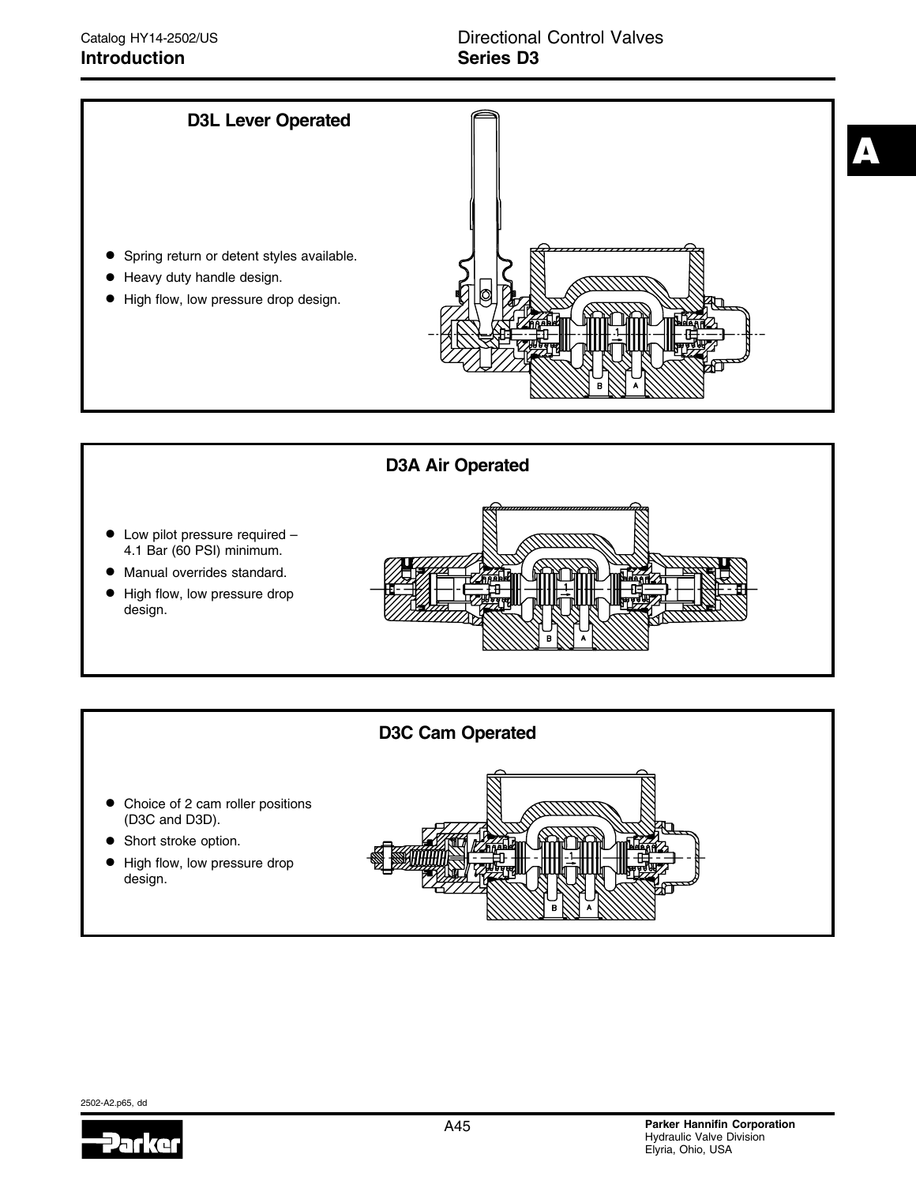## D3L Lever Operated

- Spring return or detent styles available.
- Heavy duty handle design.
- High flow, low pressure drop design.

## D3A Air Operated

- Low pilot pressure required – 4.1 Bar (60 PSI) minimum.
- Manual overrides standard.
- High flow, low pressure drop design.

## D3C Cam Operated

- Choice of 2 cam roller positions (D3C and D3D).
- Short stroke option.
- High flow, low pressure drop design.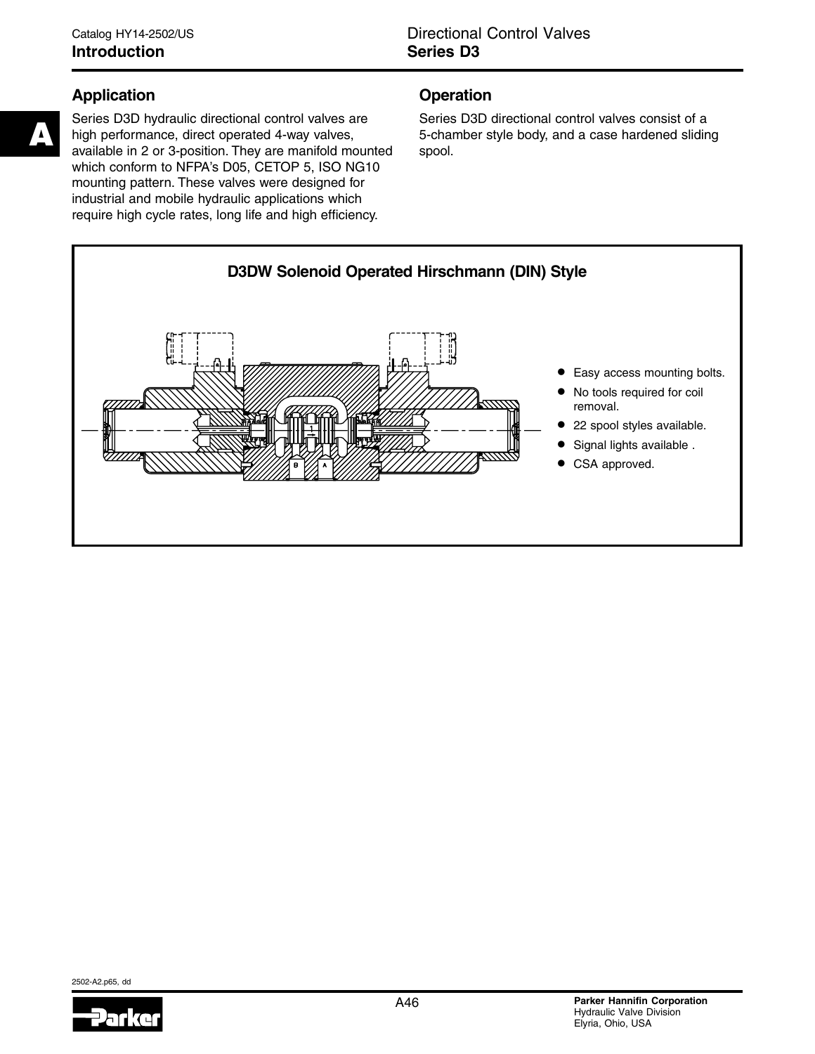## Application

Series D3D hydraulic directional control valves are high performance, direct operated 4-way valves, available in 2 or 3-position. They are manifold mounted which conform to NFPA's D05, CETOP 5, ISO NG10 mounting pattern. These valves were designed for industrial and mobile hydraulic applications which require high cycle rates, long life and high efficiency.

## Operation

Series D3D directional control valves consist of a 5-chamber style body, and a case hardened sliding spool.

### D3DW Solenoid Operated Hirschmann (DIN) Style

- Easy access mounting bolts.
- No tools required for coil removal.
- 22 spool styles available.
- Signal lights available .
- CSA approved.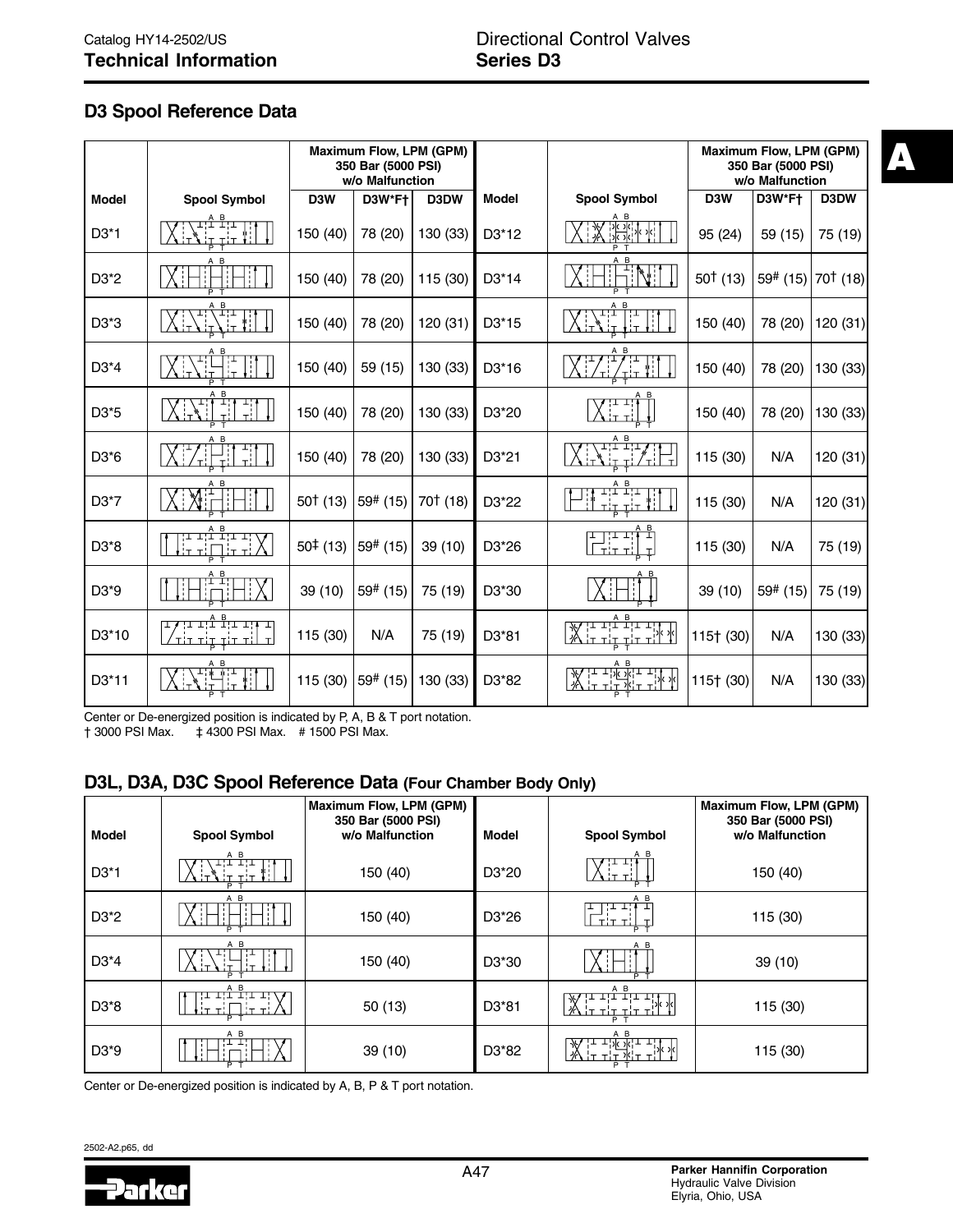## D3 Spool Reference Data

| Model | Spool Symbol | Maximum Flow, LPM (GPM) 350 Bar (5000 PSI) w/o Malfunction D3W | D3W*F† | D3DW | Model | Spool Symbol | Maximum Flow, LPM (GPM) 350 Bar (5000 PSI) w/o Malfunction D3W | D3W*F† | D3DW |
|---|---|---|---|---|---|---|---|---|---|
| D3*1 | | 150 (40) | 78 (20) | 130 (33) | D3*12 | | 95 (24) | 59 (15) | 75 (19) |
| D3*2 | | 150 (40) | 78 (20) | 115 (30) | D3*14 | | 50† (13) | 59# (15) | 70† (18) |
| D3*3 | | 150 (40) | 78 (20) | 120 (31) | D3*15 | | 150 (40) | 78 (20) | 120 (31) |
| D3*4 | | 150 (40) | 59 (15) | 130 (33) | D3*16 | | 150 (40) | 78 (20) | 130 (33) |
| D3*5 | | 150 (40) | 78 (20) | 130 (33) | D3*20 | | 150 (40) | 78 (20) | 130 (33) |
| D3*6 | | 150 (40) | 78 (20) | 130 (33) | D3*21 | | 115 (30) | N/A | 120 (31) |
| D3*7 | | 50† (13) | 59# (15) | 70† (18) | D3*22 | | 115 (30) | N/A | 120 (31) |
| D3*8 | | 50‡ (13) | 59# (15) | 39 (10) | D3*26 | | 115 (30) | N/A | 75 (19) |
| D3*9 | | 39 (10) | 59# (15) | 75 (19) | D3*30 | | 39 (10) | 59# (15) | 75 (19) |
| D3*10 | | 115 (30) | N/A | 75 (19) | D3*81 | | 115† (30) | N/A | 130 (33) |
| D3*11 | | 115 (30) | 59# (15) | 130 (33) | D3*82 | | 115† (30) | N/A | 130 (33) |

Center or De-energized position is indicated by P, A, B & T port notation.
† 3000 PSI Max. ‡ 4300 PSI Max. # 1500 PSI Max.

## D3L, D3A, D3C Spool Reference Data (Four Chamber Body Only)

| Model | Spool Symbol | Maximum Flow, LPM (GPM) 350 Bar (5000 PSI) w/o Malfunction | Model | Spool Symbol | Maximum Flow, LPM (GPM) 350 Bar (5000 PSI) w/o Malfunction |
|---|---|---|---|---|---|
| D3*1 | | 150 (40) | D3*20 | | 150 (40) |
| D3*2 | | 150 (40) | D3*26 | | 115 (30) |
| D3*4 | | 150 (40) | D3*30 | | 39 (10) |
| D3*8 | | 50 (13) | D3*81 | | 115 (30) |
| D3*9 | | 39 (10) | D3*82 | | 115 (30) |

Center or De-energized position is indicated by A, B, P & T port notation.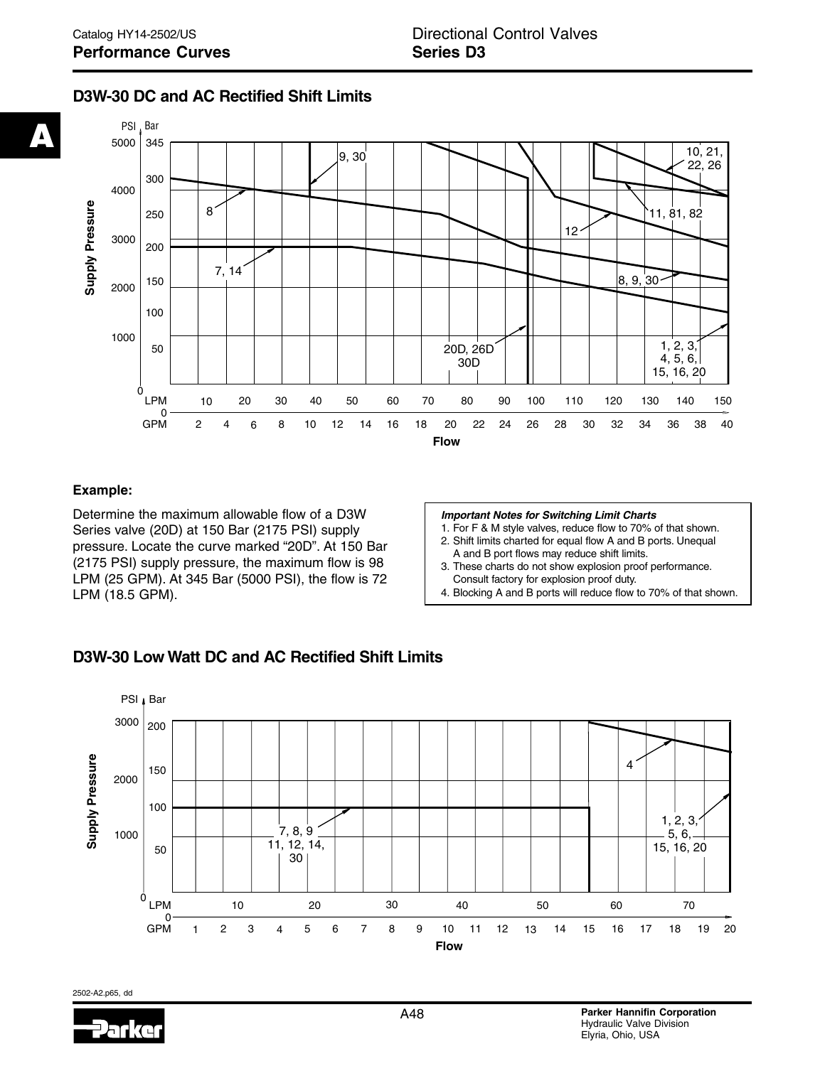## D3W-30 DC and AC Rectified Shift Limits

**Example:**

Determine the maximum allowable flow of a D3W Series valve (20D) at 150 Bar (2175 PSI) supply pressure. Locate the curve marked "20D". At 150 Bar (2175 PSI) supply pressure, the maximum flow is 98 LPM (25 GPM). At 345 Bar (5000 PSI), the flow is 72 LPM (18.5 GPM).

***Important Notes for Switching Limit Charts***

1. For F & M style valves, reduce flow to 70% of that shown.
2. Shift limits charted for equal flow A and B ports. Unequal A and B port flows may reduce shift limits.
3. These charts do not show explosion proof performance. Consult factory for explosion proof duty.
4. Blocking A and B ports will reduce flow to 70% of that shown.

## D3W-30 Low Watt DC and AC Rectified Shift Limits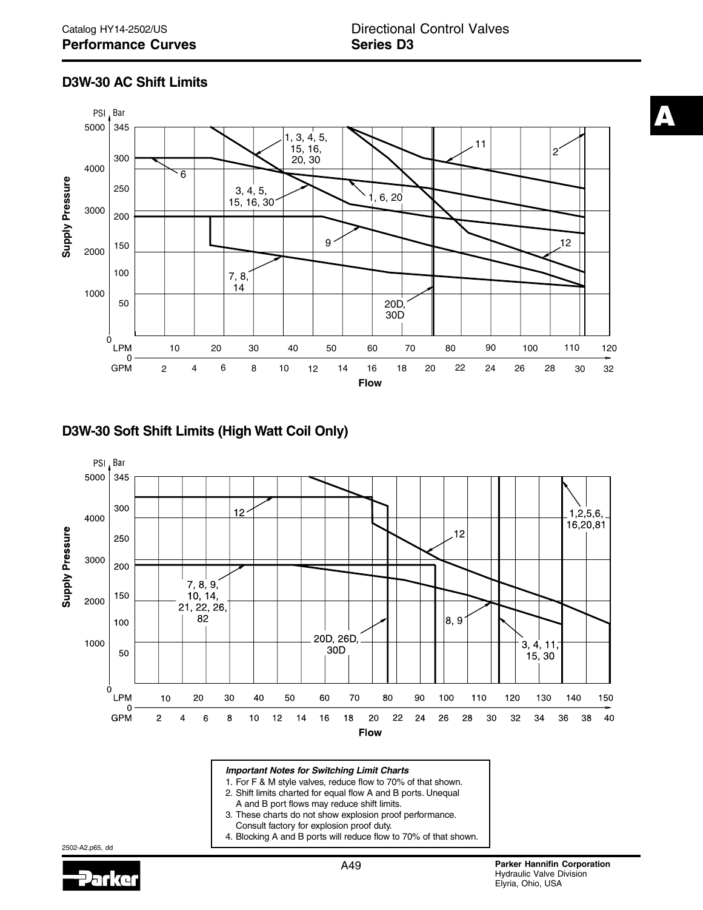### D3W-30 AC Shift Limits

Supply Pressure (PSI / Bar) vs. Flow (LPM / GPM)

Curve labels: 1, 3, 4, 5, 15, 16, 20, 30; 11; 2; 6; 3, 4, 5, 15, 16, 30; 1, 6, 20; 9; 12; 7, 8, 14; 20D, 30D

### D3W-30 Soft Shift Limits (High Watt Coil Only)

Supply Pressure (PSI / Bar) vs. Flow (LPM / GPM)

Curve labels: 12; 1,2,5,6, 16,20,81; 7, 8, 9, 10, 14, 21, 22, 26, 82; 8, 9; 20D, 26D, 30D; 3, 4, 11, 15, 30

***Important Notes for Switching Limit Charts***

1. For F & M style valves, reduce flow to 70% of that shown.
2. Shift limits charted for equal flow A and B ports. Unequal A and B port flows may reduce shift limits.
3. These charts do not show explosion proof performance. Consult factory for explosion proof duty.
4. Blocking A and B ports will reduce flow to 70% of that shown.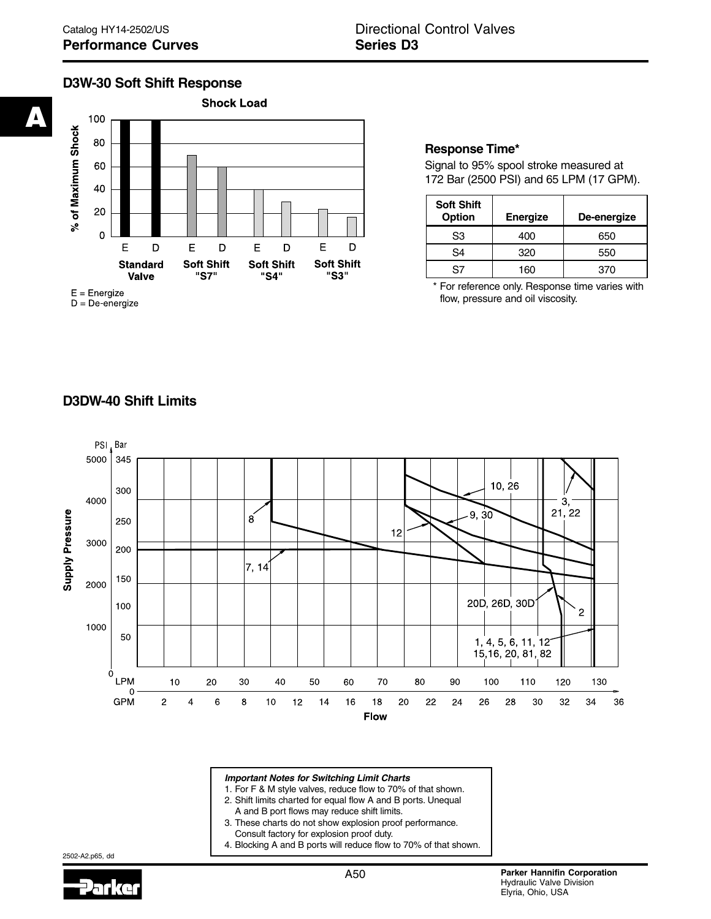## D3W-30 Soft Shift Response

**Shock Load**

% of Maximum Shock: 0, 20, 40, 60, 80, 100

E D — Standard Valve; E D — Soft Shift "S7"; E D — Soft Shift "S4"; E D — Soft Shift "S3"

E = Energize
D = De-energize

### Response Time*

Signal to 95% spool stroke measured at 172 Bar (2500 PSI) and 65 LPM (17 GPM).

| Soft Shift Option | Energize | De-energize |
|---|---|---|
| S3 | 400 | 650 |
| S4 | 320 | 550 |
| S7 | 160 | 370 |

\* For reference only. Response time varies with flow, pressure and oil viscosity.

## D3DW-40 Shift Limits

Supply Pressure — PSI: 0, 1000, 2000, 3000, 4000, 5000; Bar: 50, 100, 150, 200, 250, 300, 345

Flow — LPM: 0, 10, 20, 30, 40, 50, 60, 70, 80, 90, 100, 110, 120, 130; GPM: 0, 2, 4, 6, 8, 10, 12, 14, 16, 18, 20, 22, 24, 26, 28, 30, 32, 34, 36

Curve labels: 8; 7, 14; 12; 10, 26; 9, 30; 3, 21, 22; 20D, 26D, 30D; 2; 1, 4, 5, 6, 11, 12 15,16, 20, 81, 82

***Important Notes for Switching Limit Charts***

1. For F & M style valves, reduce flow to 70% of that shown.
2. Shift limits charted for equal flow A and B ports. Unequal A and B port flows may reduce shift limits.
3. These charts do not show explosion proof performance. Consult factory for explosion proof duty.
4. Blocking A and B ports will reduce flow to 70% of that shown.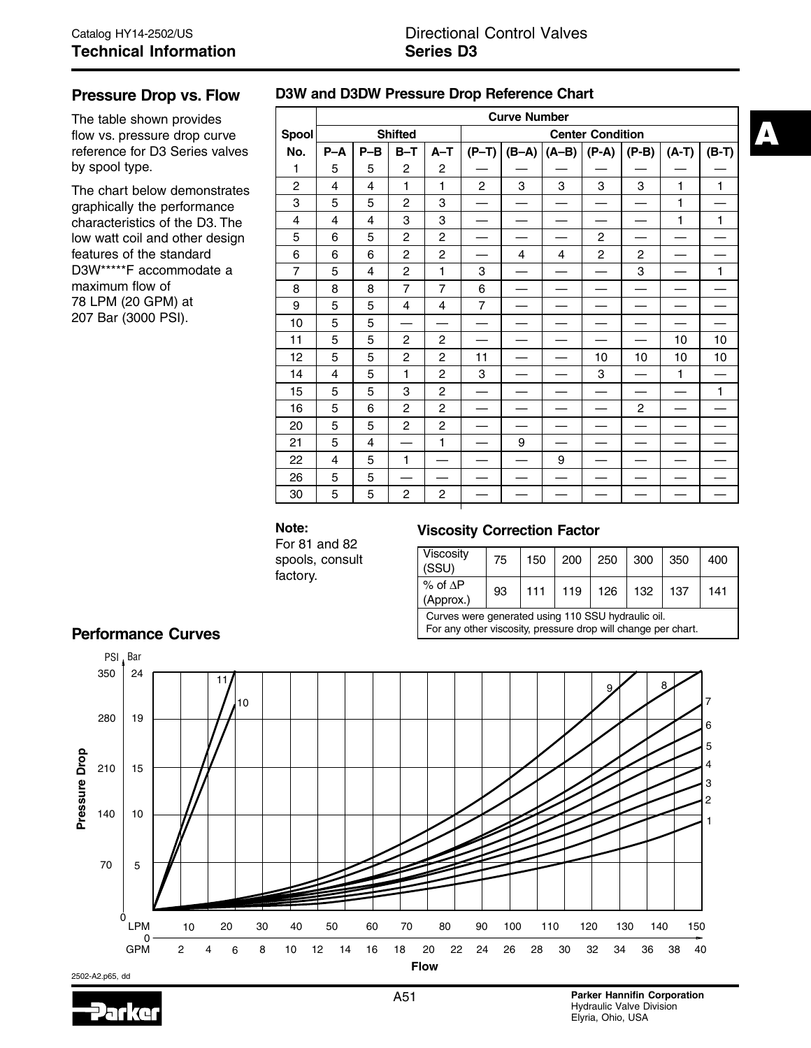## Pressure Drop vs. Flow

The table shown provides flow vs. pressure drop curve reference for D3 Series valves by spool type.

The chart below demonstrates graphically the performance characteristics of the D3. The low watt coil and other design features of the standard D3W*****F accommodate a maximum flow of 78 LPM (20 GPM) at 207 Bar (3000 PSI).

### D3W and D3DW Pressure Drop Reference Chart

| Spool No. | Curve Number | | | | | | | | | | |
|---|---|---|---|---|---|---|---|---|---|---|---|
| | Shifted | | | | Center Condition | | | | | | |
| | P–A | P–B | B–T | A–T | (P–T) | (B–A) | (A–B) | (P-A) | (P-B) | (A-T) | (B-T) |
| 1 | 5 | 5 | 2 | 2 | — | — | — | — | — | — | — |
| 2 | 4 | 4 | 1 | 1 | 2 | 3 | 3 | 3 | 3 | 1 | 1 |
| 3 | 5 | 5 | 2 | 3 | — | — | — | — | — | 1 | — |
| 4 | 4 | 4 | 3 | 3 | — | — | — | — | — | 1 | 1 |
| 5 | 6 | 5 | 2 | 2 | — | — | — | 2 | — | — | — |
| 6 | 6 | 6 | 2 | 2 | — | 4 | 4 | 2 | 2 | — | — |
| 7 | 5 | 4 | 2 | 1 | 3 | — | — | — | 3 | — | 1 |
| 8 | 8 | 8 | 7 | 7 | 6 | — | — | — | — | — | — |
| 9 | 5 | 5 | 4 | 4 | 7 | — | — | — | — | — | — |
| 10 | 5 | 5 | — | — | — | — | — | — | — | — | — |
| 11 | 5 | 5 | 2 | 2 | — | — | — | — | — | 10 | 10 |
| 12 | 5 | 5 | 2 | 2 | 11 | — | — | 10 | 10 | 10 | 10 |
| 14 | 4 | 5 | 1 | 2 | 3 | — | — | 3 | — | 1 | — |
| 15 | 5 | 5 | 3 | 2 | — | — | — | — | — | — | 1 |
| 16 | 5 | 6 | 2 | 2 | — | — | — | — | 2 | — | — |
| 20 | 5 | 5 | 2 | 2 | — | — | — | — | — | — | — |
| 21 | 5 | 4 | — | 1 | — | 9 | — | — | — | — | — |
| 22 | 4 | 5 | 1 | — | — | — | 9 | — | — | — | — |
| 26 | 5 | 5 | — | — | — | — | — | — | — | — | — |
| 30 | 5 | 5 | 2 | 2 | — | — | — | — | — | — | — |

**Note:**
For 81 and 82 spools, consult factory.

### Viscosity Correction Factor

| Viscosity (SSU) | 75 | 150 | 200 | 250 | 300 | 350 | 400 |
|---|---|---|---|---|---|---|---|
| % of ΔP (Approx.) | 93 | 111 | 119 | 126 | 132 | 137 | 141 |

Curves were generated using 110 SSU hydraulic oil.
For any other viscosity, pressure drop will change per chart.

## Performance Curves

Pressure Drop (PSI: 0, 70, 140, 210, 280, 350; Bar: 5, 10, 15, 19, 24) vs. Flow (LPM: 10–150; GPM: 2–40). Curves 1–11.

2502-A2.p65, dd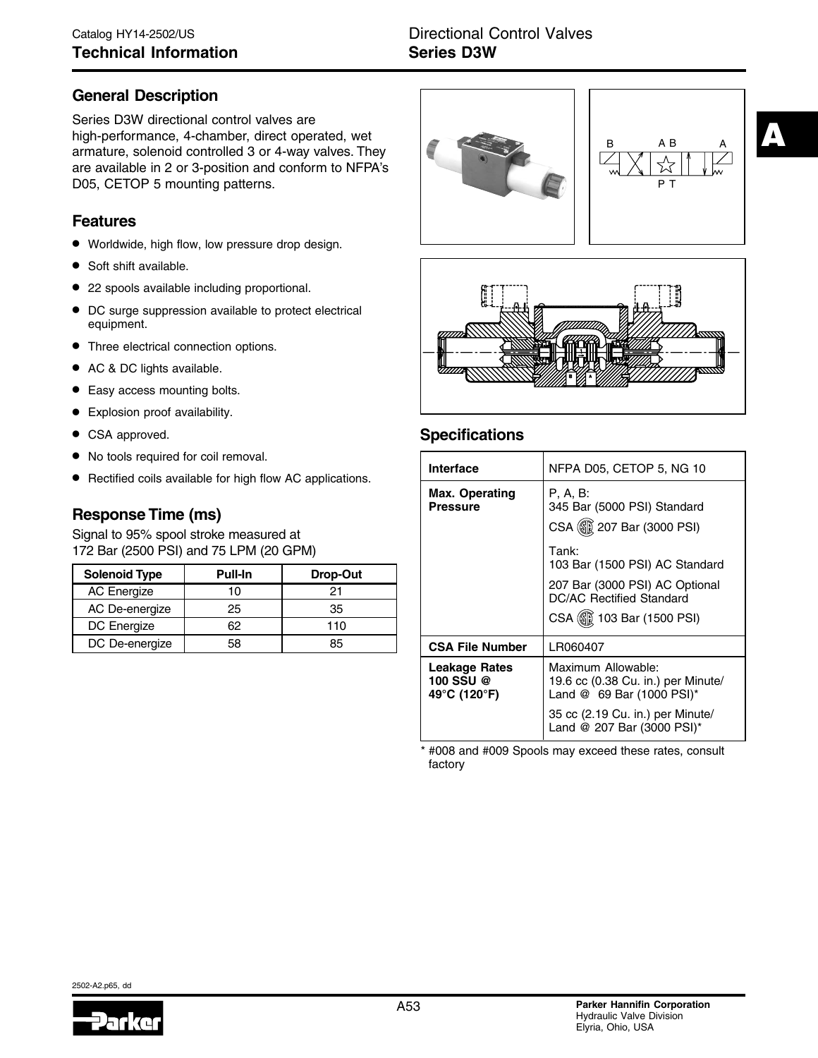## General Description

Series D3W directional control valves are high-performance, 4-chamber, direct operated, wet armature, solenoid controlled 3 or 4-way valves. They are available in 2 or 3-position and conform to NFPA's D05, CETOP 5 mounting patterns.

## Features

- Worldwide, high flow, low pressure drop design.
- Soft shift available.
- 22 spools available including proportional.
- DC surge suppression available to protect electrical equipment.
- Three electrical connection options.
- AC & DC lights available.
- Easy access mounting bolts.
- Explosion proof availability.
- CSA approved.
- No tools required for coil removal.
- Rectified coils available for high flow AC applications.

## Response Time (ms)

Signal to 95% spool stroke measured at 172 Bar (2500 PSI) and 75 LPM (20 GPM)

| Solenoid Type | Pull-In | Drop-Out |
|---|---|---|
| AC Energize | 10 | 21 |
| AC De-energize | 25 | 35 |
| DC Energize | 62 | 110 |
| DC De-energize | 58 | 85 |

## Specifications

| | |
|---|---|
| **Interface** | NFPA D05, CETOP 5, NG 10 |
| **Max. Operating Pressure** | P, A, B: 345 Bar (5000 PSI) Standard<br>CSA 207 Bar (3000 PSI)<br>Tank: 103 Bar (1500 PSI) AC Standard<br>207 Bar (3000 PSI) AC Optional DC/AC Rectified Standard<br>CSA 103 Bar (1500 PSI) |
| **CSA File Number** | LR060407 |
| **Leakage Rates 100 SSU @ 49°C (120°F)** | Maximum Allowable: 19.6 cc (0.38 Cu. in.) per Minute/ Land @ 69 Bar (1000 PSI)*<br>35 cc (2.19 Cu. in.) per Minute/ Land @ 207 Bar (3000 PSI)* |

* #008 and #009 Spools may exceed these rates, consult factory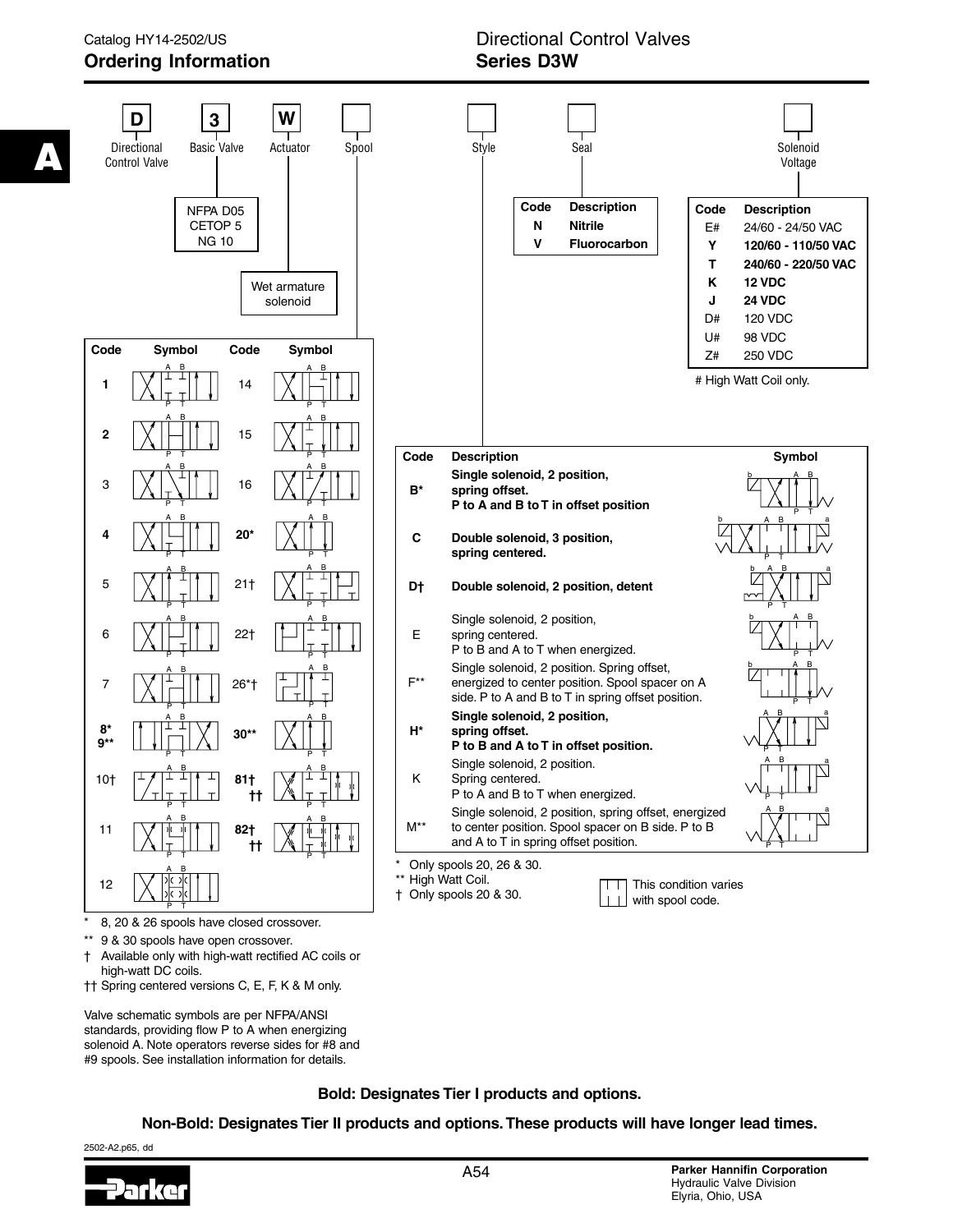# Ordering Information

## Directional Control Valves Series D3W

| D | 3 | W | | | | |
|---|---|---|---|---|---|---|
| Directional Control Valve | Basic Valve | Actuator | Spool | Style | Seal | Solenoid Voltage |

Basic Valve: NFPA D05 CETOP 5 NG 10

Actuator: Wet armature solenoid

### Seal

| Code | Description |
|---|---|
| **N** | **Nitrile** |
| **V** | **Fluorocarbon** |

### Solenoid Voltage

| Code | Description |
|---|---|
| E# | 24/60 - 24/50 VAC |
| **Y** | **120/60 - 110/50 VAC** |
| **T** | **240/60 - 220/50 VAC** |
| **K** | **12 VDC** |
| **J** | **24 VDC** |
| D# | 120 VDC |
| U# | 98 VDC |
| Z# | 250 VDC |

# High Watt Coil only.

### Spool

| Code | Symbol | Code | Symbol |
|---|---|---|---|
| **1** | | 14 | |
| **2** | | 15 | |
| 3 | | 16 | |
| **4** | | **20*** | |
| 5 | | 21† | |
| 6 | | 22† | |
| 7 | | 26*† | |
| **8*** **9**** | | **30**** | |
| 10† | | **81† ††** | |
| 11 | | **82† ††** | |
| 12 | | | |

\* 8, 20 & 26 spools have closed crossover.

** 9 & 30 spools have open crossover.

† Available only with high-watt rectified AC coils or high-watt DC coils.

†† Spring centered versions C, E, F, K & M only.

Valve schematic symbols are per NFPA/ANSI standards, providing flow P to A when energizing solenoid A. Note operators reverse sides for #8 and #9 spools. See installation information for details.

### Style

| Code | Description | Symbol |
|---|---|---|
| **B*** | **Single solenoid, 2 position, spring offset. P to A and B to T in offset position** | |
| **C** | **Double solenoid, 3 position, spring centered.** | |
| **D†** | **Double solenoid, 2 position, detent** | |
| E | Single solenoid, 2 position, spring centered. P to B and A to T when energized. | |
| F** | Single solenoid, 2 position. Spring offset, energized to center position. Spool spacer on A side. P to A and B to T in spring offset position. | |
| **H*** | **Single solenoid, 2 position, spring offset. P to B and A to T in offset position.** | |
| K | Single solenoid, 2 position. Spring centered. P to A and B to T when energized. | |
| M** | Single solenoid, 2 position, spring offset, energized to center position. Spool spacer on B side. P to B and A to T in spring offset position. | |

\* Only spools 20, 26 & 30.

** High Watt Coil.

† Only spools 20 & 30.

This condition varies with spool code.

**Bold: Designates Tier I products and options.**

**Non-Bold: Designates Tier II products and options. These products will have longer lead times.**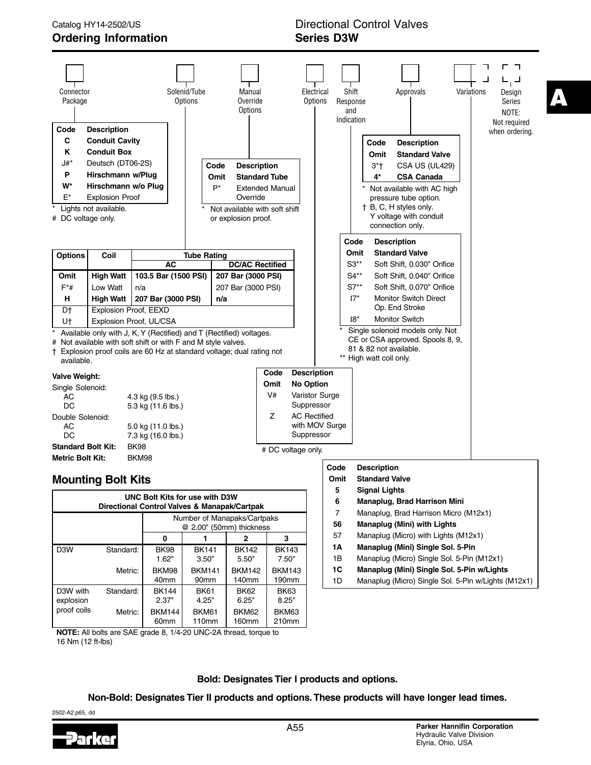# Ordering Information

## Directional Control Valves Series D3W

Connector Package | Solenid/Tube Options | Manual Override Options | Electrical Options | Shift Response and Indication | Approvals | Variations | Design Series

NOTE: Not required when ordering.

### Connector Package

| Code | Description |
|---|---|
| **C** | **Conduit Cavity** |
| **K** | **Conduit Box** |
| J#* | Deutsch (DT06-2S) |
| **P** | **Hirschmann w/Plug** |
| **W*** | **Hirschmann w/o Plug** |
| E* | Explosion Proof |

\* Lights not available.
\# DC voltage only.

### Solenid/Tube Options

| Options | Coil | Tube Rating | |
|---|---|---|---|
| | | AC | DC/AC Rectified |
| **Omit** | **High Watt** | **103.5 Bar (1500 PSI)** | **207 Bar (3000 PSI)** |
| F*# | Low Watt | n/a | 207 Bar (3000 PSI) |
| **H** | **High Watt** | **207 Bar (3000 PSI)** | **n/a** |
| D† | Explosion Proof, EEXD | | |
| U† | Explosion Proof, UL/CSA | | |

\* Available only with J, K, Y (Rectified) and T (Rectified) voltages.
\# Not available with soft shift or with F and M style valves.
† Explosion proof coils are 60 Hz at standard voltage; dual rating not available.

### Manual Override Options

| Code | Description |
|---|---|
| **Omit** | **Standard Tube** |
| P* | Extended Manual Override |

\* Not available with soft shift or explosion proof.

### Electrical Options

| Code | Description |
|---|---|
| **Omit** | **No Option** |
| V# | Varistor Surge Suppressor |
| Z | AC Rectified with MOV Surge Suppressor |

\# DC voltage only.

### Shift Response and Indication

| Code | Description |
|---|---|
| **Omit** | **Standard Valve** |
| S3** | Soft Shift, 0.030" Orifice |
| S4** | Soft Shift, 0.040" Orifice |
| S7** | Soft Shift, 0.070" Orifice |
| I7* | Monitor Switch Direct Op. End Stroke |
| I8* | Monitor Switch |

\* Single solenoid models only. Not CE or CSA approved. Spools 8, 9, 81 & 82 not available.
\** High watt coil only.

### Approvals

| Code | Description |
|---|---|
| **Omit** | **Standard Valve** |
| 3*† | CSA US (UL429) |
| **4*** | **CSA Canada** |

\* Not available with AC high pressure tube option.
† B, C, H styles only. Y voltage with conduit connection only.

### Variations

| Code | Description |
|---|---|
| **Omit** | **Standard Valve** |
| **5** | **Signal Lights** |
| **6** | **Manaplug, Brad Harrison Mini** |
| 7 | Manaplug, Brad Harrison Micro (M12x1) |
| **56** | **Manaplug (Mini) with Lights** |
| 57 | Manaplug (Micro) with Lights (M12x1) |
| **1A** | **Manaplug (Mini) Single Sol. 5-Pin** |
| 1B | Manaplug (Micro) Single Sol. 5-Pin (M12x1) |
| **1C** | **Manaplug (Mini) Single Sol. 5-Pin w/Lights** |
| 1D | Manaplug (Micro) Single Sol. 5-Pin w/Lights (M12x1) |

**Valve Weight:**

Single Solenoid:
- AC 4.3 kg (9.5 lbs.)
- DC 5.3 kg (11.6 lbs.)

Double Solenoid:
- AC 5.0 kg (11.0 lbs.)
- DC 7.3 kg (16.0 lbs.)

**Standard Bolt Kit:** BK98
**Metric Bolt Kit:** BKM98

## Mounting Bolt Kits

| UNC Bolt Kits for use with D3W Directional Control Valves & Manapak/Cartpak | | | | | |
|---|---|---|---|---|---|
| | | Number of Manapaks/Cartpaks @ 2.00" (50mm) thickness | | | |
| | | 0 | 1 | 2 | 3 |
| D3W | Standard: | BK98 1.62" | BK141 3.50" | BK142 5.50" | BK143 7.50" |
| | Metric: | BKM98 40mm | BKM141 90mm | BKM142 140mm | BKM143 190mm |
| D3W with explosion proof coils | Standard: | BK144 2.37" | BK61 4.25" | BK62 6.25" | BK63 8.25" |
| | Metric: | BKM144 60mm | BKM61 110mm | BKM62 160mm | BKM63 210mm |

**NOTE:** All bolts are SAE grade 8, 1/4-20 UNC-2A thread, torque to 16 Nm (12 ft-lbs)

**Bold: Designates Tier I products and options.**

**Non-Bold: Designates Tier II products and options. These products will have longer lead times.**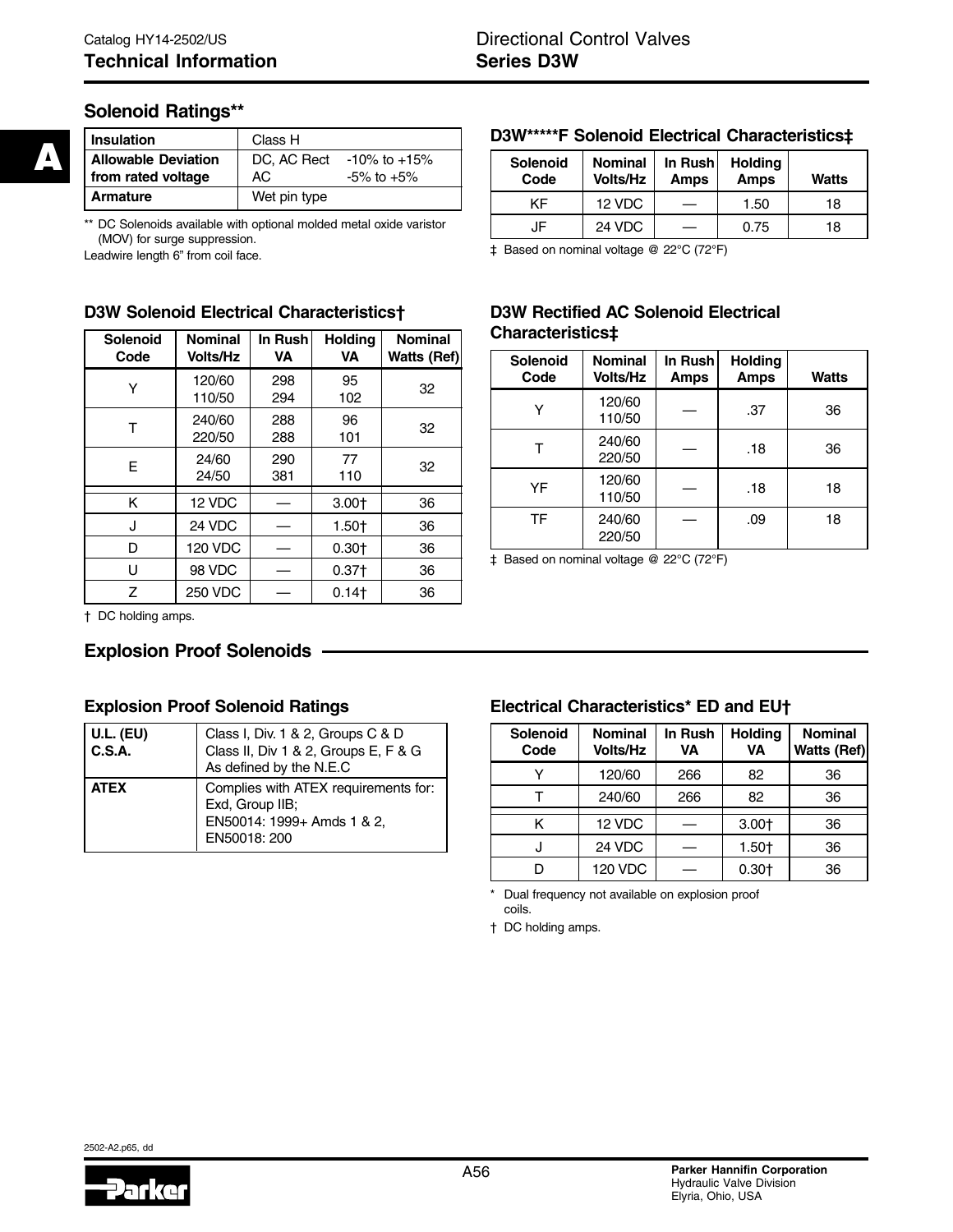## Solenoid Ratings**

| Insulation | Class H | |
|---|---|---|
| Allowable Deviation from rated voltage | DC, AC Rect<br>AC | -10% to +15%<br>-5% to +5% |
| Armature | Wet pin type | |

** DC Solenoids available with optional molded metal oxide varistor (MOV) for surge suppression.

Leadwire length 6" from coil face.

### D3W*****F Solenoid Electrical Characteristics‡

| Solenoid Code | Nominal Volts/Hz | In Rush Amps | Holding Amps | Watts |
|---|---|---|---|---|
| KF | 12 VDC | — | 1.50 | 18 |
| JF | 24 VDC | — | 0.75 | 18 |

‡ Based on nominal voltage @ 22°C (72°F)

### D3W Solenoid Electrical Characteristics†

| Solenoid Code | Nominal Volts/Hz | In Rush VA | Holding VA | Nominal Watts (Ref) |
|---|---|---|---|---|
| Y | 120/60<br>110/50 | 298<br>294 | 95<br>102 | 32 |
| T | 240/60<br>220/50 | 288<br>288 | 96<br>101 | 32 |
| E | 24/60<br>24/50 | 290<br>381 | 77<br>110 | 32 |
| K | 12 VDC | — | 3.00† | 36 |
| J | 24 VDC | — | 1.50† | 36 |
| D | 120 VDC | — | 0.30† | 36 |
| U | 98 VDC | — | 0.37† | 36 |
| Z | 250 VDC | — | 0.14† | 36 |

† DC holding amps.

### D3W Rectified AC Solenoid Electrical Characteristics‡

| Solenoid Code | Nominal Volts/Hz | In Rush Amps | Holding Amps | Watts |
|---|---|---|---|---|
| Y | 120/60<br>110/50 | — | .37 | 36 |
| T | 240/60<br>220/50 | — | .18 | 36 |
| YF | 120/60<br>110/50 | — | .18 | 18 |
| TF | 240/60<br>220/50 | — | .09 | 18 |

‡ Based on nominal voltage @ 22°C (72°F)

## Explosion Proof Solenoids

### Explosion Proof Solenoid Ratings

| U.L. (EU)<br>C.S.A. | Class I, Div. 1 & 2, Groups C & D<br>Class II, Div 1 & 2, Groups E, F & G<br>As defined by the N.E.C |
|---|---|
| ATEX | Complies with ATEX requirements for:<br>Exd, Group IIB;<br>EN50014: 1999+ Amds 1 & 2,<br>EN50018: 200 |

### Electrical Characteristics* ED and EU†

| Solenoid Code | Nominal Volts/Hz | In Rush VA | Holding VA | Nominal Watts (Ref) |
|---|---|---|---|---|
| Y | 120/60 | 266 | 82 | 36 |
| T | 240/60 | 266 | 82 | 36 |
| K | 12 VDC | — | 3.00† | 36 |
| J | 24 VDC | — | 1.50† | 36 |
| D | 120 VDC | — | 0.30† | 36 |

\* Dual frequency not available on explosion proof coils.

† DC holding amps.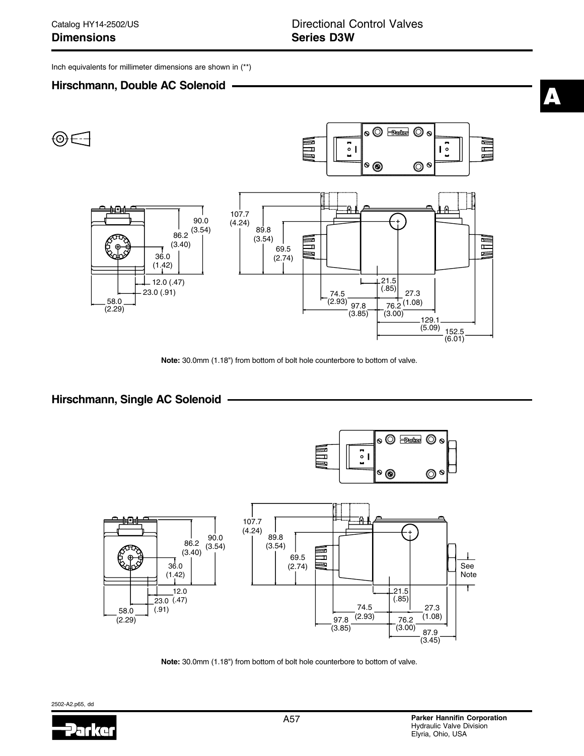Inch equivalents for millimeter dimensions are shown in (**)

## Hirschmann, Double AC Solenoid

107.7 (4.24)
90.0 (3.54)
89.8 (3.54)
86.2 (3.40)
69.5 (2.74)
36.0 (1.42)
12.0 (.47)
23.0 (.91)
58.0 (2.29)
21.5 (.85)
74.5 (2.93)
27.3 (1.08)
97.8 (3.85)
76.2 (3.00)
129.1 (5.09)
152.5 (6.01)

**Note:** 30.0mm (1.18") from bottom of bolt hole counterbore to bottom of valve.

## Hirschmann, Single AC Solenoid

107.7 (4.24)
90.0 (3.54)
89.8 (3.54)
86.2 (3.40)
69.5 (2.74)
36.0 (1.42)
12.0 (.47)
23.0 (.91)
58.0 (2.29)
21.5 (.85)
74.5 (2.93)
27.3 (1.08)
97.8 (3.85)
76.2 (3.00)
87.9 (3.45)
See Note

**Note:** 30.0mm (1.18") from bottom of bolt hole counterbore to bottom of valve.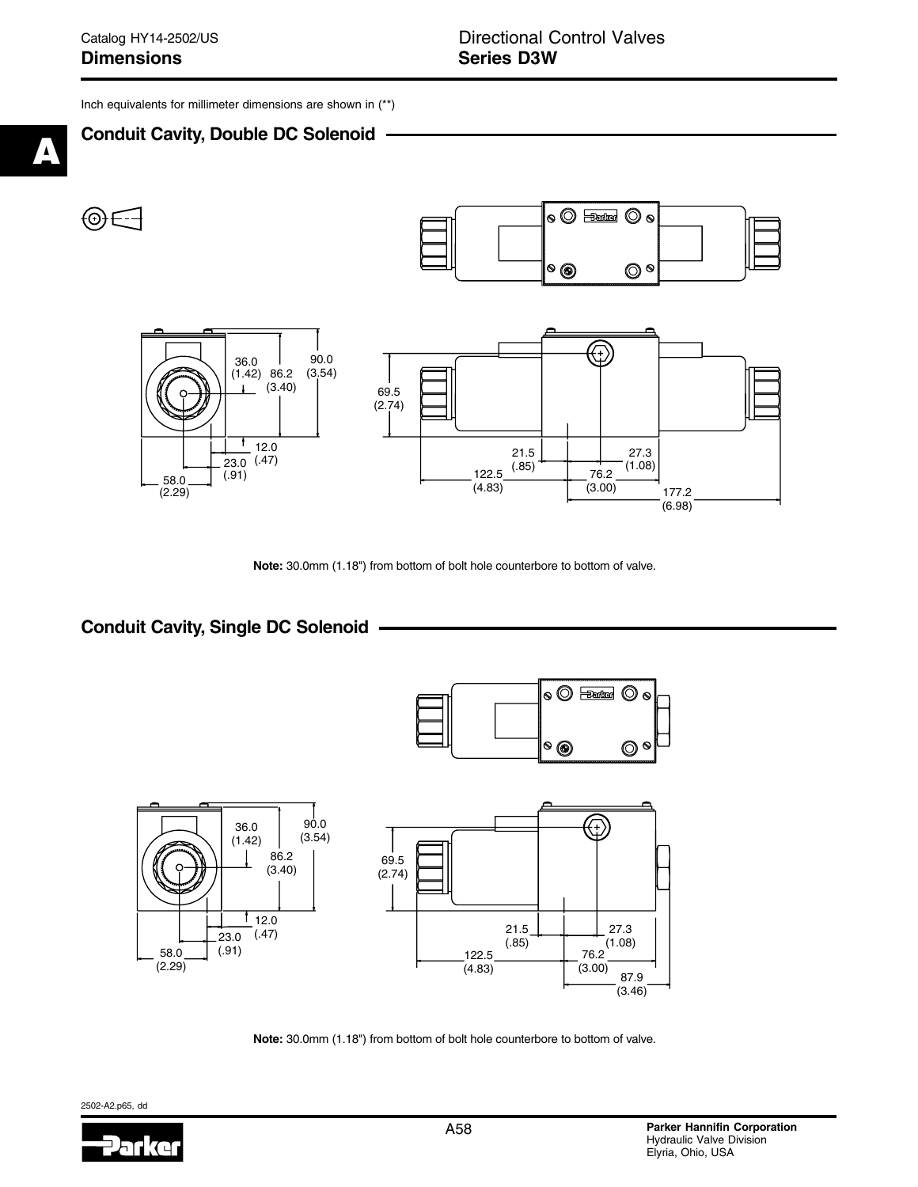Inch equivalents for millimeter dimensions are shown in (**)

## Conduit Cavity, Double DC Solenoid

36.0 (1.42) 86.2 (3.40) 90.0 (3.54)

12.0 (.47) 23.0 (.91) 58.0 (2.29)

69.5 (2.74)

21.5 (.85) 27.3 (1.08) 122.5 (4.83) 76.2 (3.00) 177.2 (6.98)

**Note:** 30.0mm (1.18") from bottom of bolt hole counterbore to bottom of valve.

## Conduit Cavity, Single DC Solenoid

36.0 (1.42) 86.2 (3.40) 90.0 (3.54)

12.0 (.47) 23.0 (.91) 58.0 (2.29)

69.5 (2.74)

21.5 (.85) 27.3 (1.08) 122.5 (4.83) 76.2 (3.00) 87.9 (3.46)

**Note:** 30.0mm (1.18") from bottom of bolt hole counterbore to bottom of valve.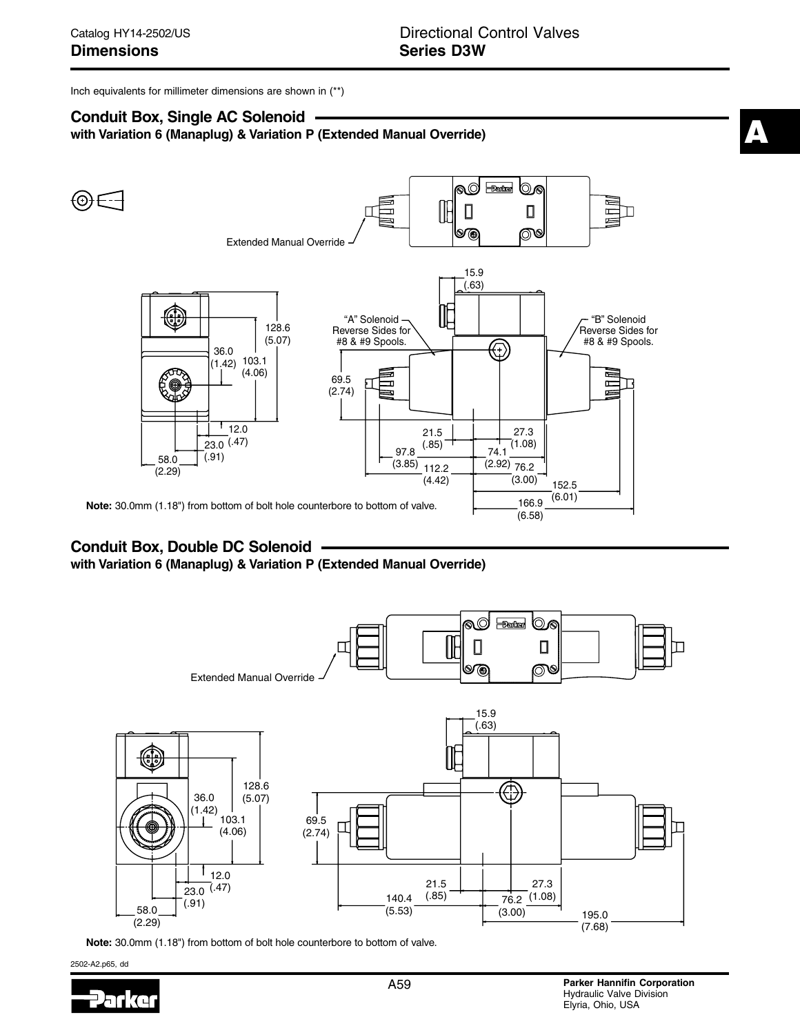Inch equivalents for millimeter dimensions are shown in (**)

## Conduit Box, Single AC Solenoid

**with Variation 6 (Manaplug) & Variation P (Extended Manual Override)**

Extended Manual Override

"A" Solenoid Reverse Sides for #8 & #9 Spools.

"B" Solenoid Reverse Sides for #8 & #9 Spools.

15.9 (.63)

128.6 (5.07)

36.0 (1.42)

103.1 (4.06)

69.5 (2.74)

12.0 (.47)

23.0 (.91)

58.0 (2.29)

21.5 (.85)

27.3 (1.08)

97.8 (3.85)

74.1 (2.92)

112.2 (4.42)

76.2 (3.00)

152.5 (6.01)

166.9 (6.58)

**Note:** 30.0mm (1.18") from bottom of bolt hole counterbore to bottom of valve.

## Conduit Box, Double DC Solenoid

**with Variation 6 (Manaplug) & Variation P (Extended Manual Override)**

Extended Manual Override

15.9 (.63)

128.6 (5.07)

36.0 (1.42)

103.1 (4.06)

69.5 (2.74)

12.0 (.47)

23.0 (.91)

58.0 (2.29)

21.5 (.85)

27.3 (1.08)

140.4 (5.53)

76.2 (3.00)

195.0 (7.68)

**Note:** 30.0mm (1.18") from bottom of bolt hole counterbore to bottom of valve.

2502-A2.p65, dd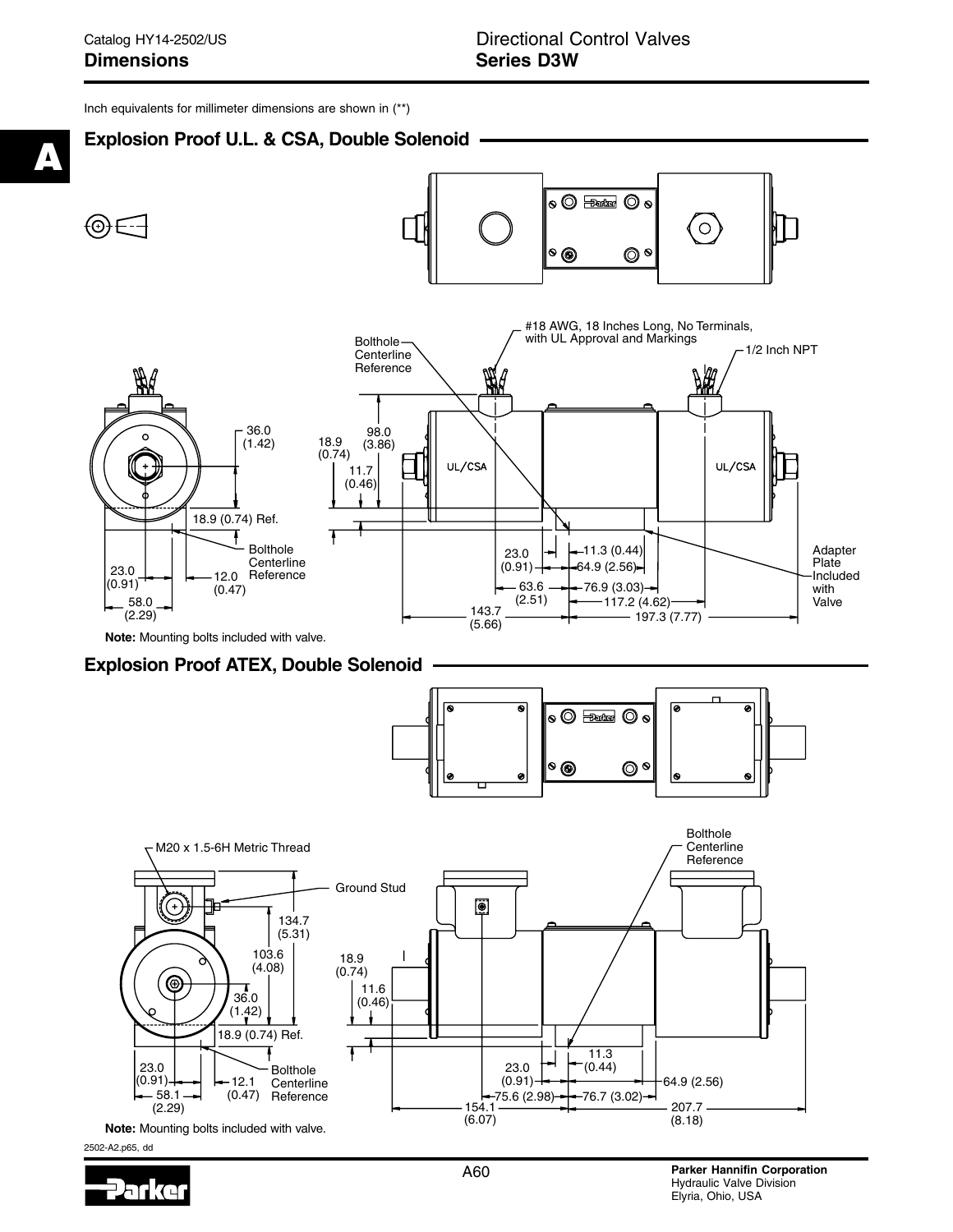Inch equivalents for millimeter dimensions are shown in (**)

## Explosion Proof U.L. & CSA, Double Solenoid

#18 AWG, 18 Inches Long, No Terminals, with UL Approval and Markings

1/2 Inch NPT

Bolthole Centerline Reference

36.0 (1.42)

18.9 (0.74) Ref.

23.0 (0.91)

12.0 (0.47)

58.0 (2.29)

18.9 (0.74)

98.0 (3.86)

11.7 (0.46)

UL/CSA

23.0 (0.91)

11.3 (0.44)

64.9 (2.56)

63.6 (2.51)

76.9 (3.03)

117.2 (4.62)

143.7 (5.66)

197.3 (7.77)

Adapter Plate Included with Valve

**Note:** Mounting bolts included with valve.

## Explosion Proof ATEX, Double Solenoid

M20 x 1.5-6H Metric Thread

Ground Stud

Bolthole Centerline Reference

134.7 (5.31)

103.6 (4.08)

36.0 (1.42)

18.9 (0.74) Ref.

23.0 (0.91)

12.1 (0.47)

58.1 (2.29)

18.9 (0.74)

11.6 (0.46)

11.3 (0.44)

23.0 (0.91)

64.9 (2.56)

75.6 (2.98)

76.7 (3.02)

154.1 (6.07)

207.7 (8.18)

**Note:** Mounting bolts included with valve.

2502-A2.p65, dd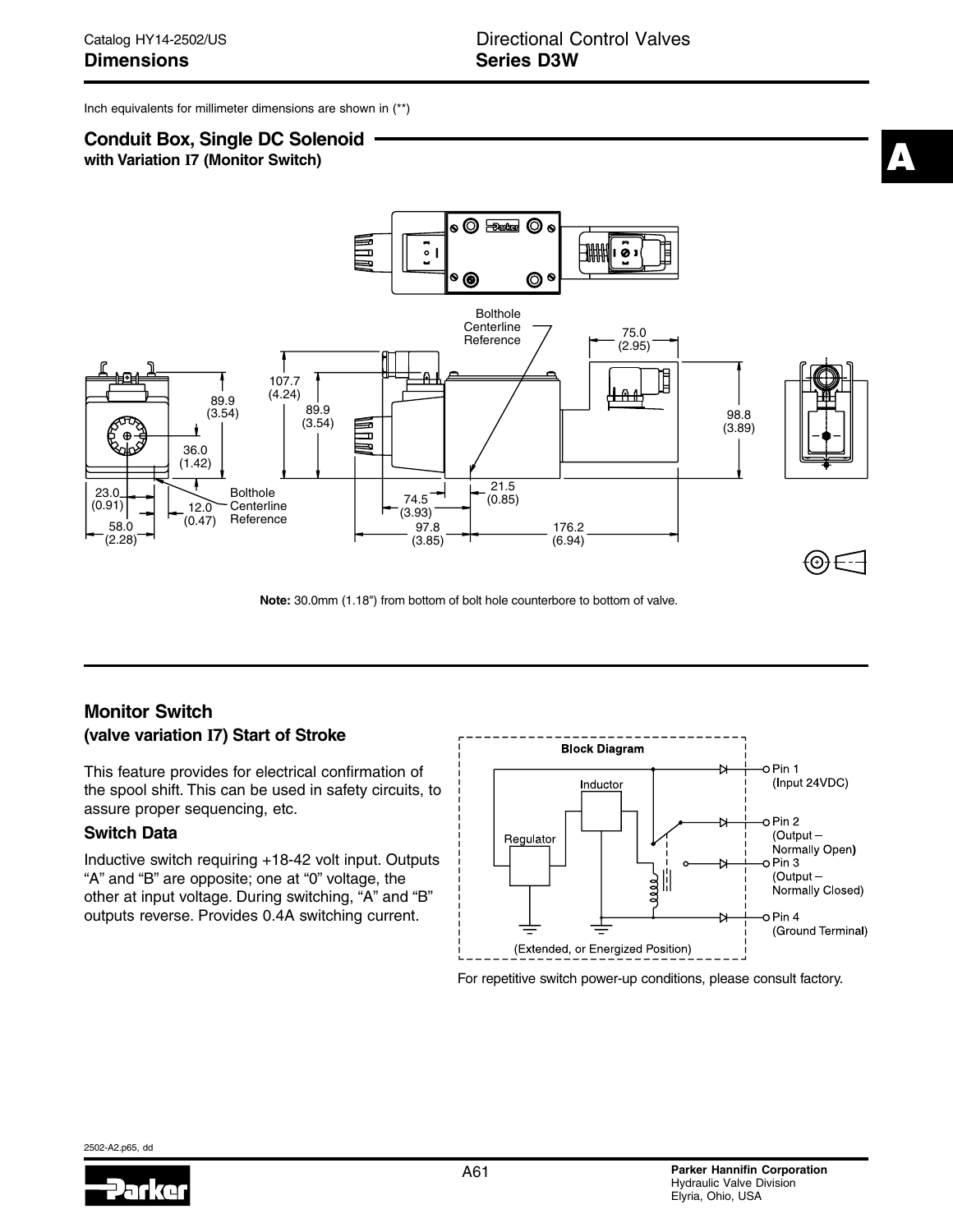Inch equivalents for millimeter dimensions are shown in (**)

## Conduit Box, Single DC Solenoid

**with Variation I7 (Monitor Switch)**

**Note:** 30.0mm (1.18") from bottom of bolt hole counterbore to bottom of valve.

## Monitor Switch

### (valve variation I7) Start of Stroke

This feature provides for electrical confirmation of the spool shift. This can be used in safety circuits, to assure proper sequencing, etc.

### Switch Data

Inductive switch requiring +18-42 volt input. Outputs "A" and "B" are opposite; one at "0" voltage, the other at input voltage. During switching, "A" and "B" outputs reverse. Provides 0.4A switching current.

For repetitive switch power-up conditions, please consult factory.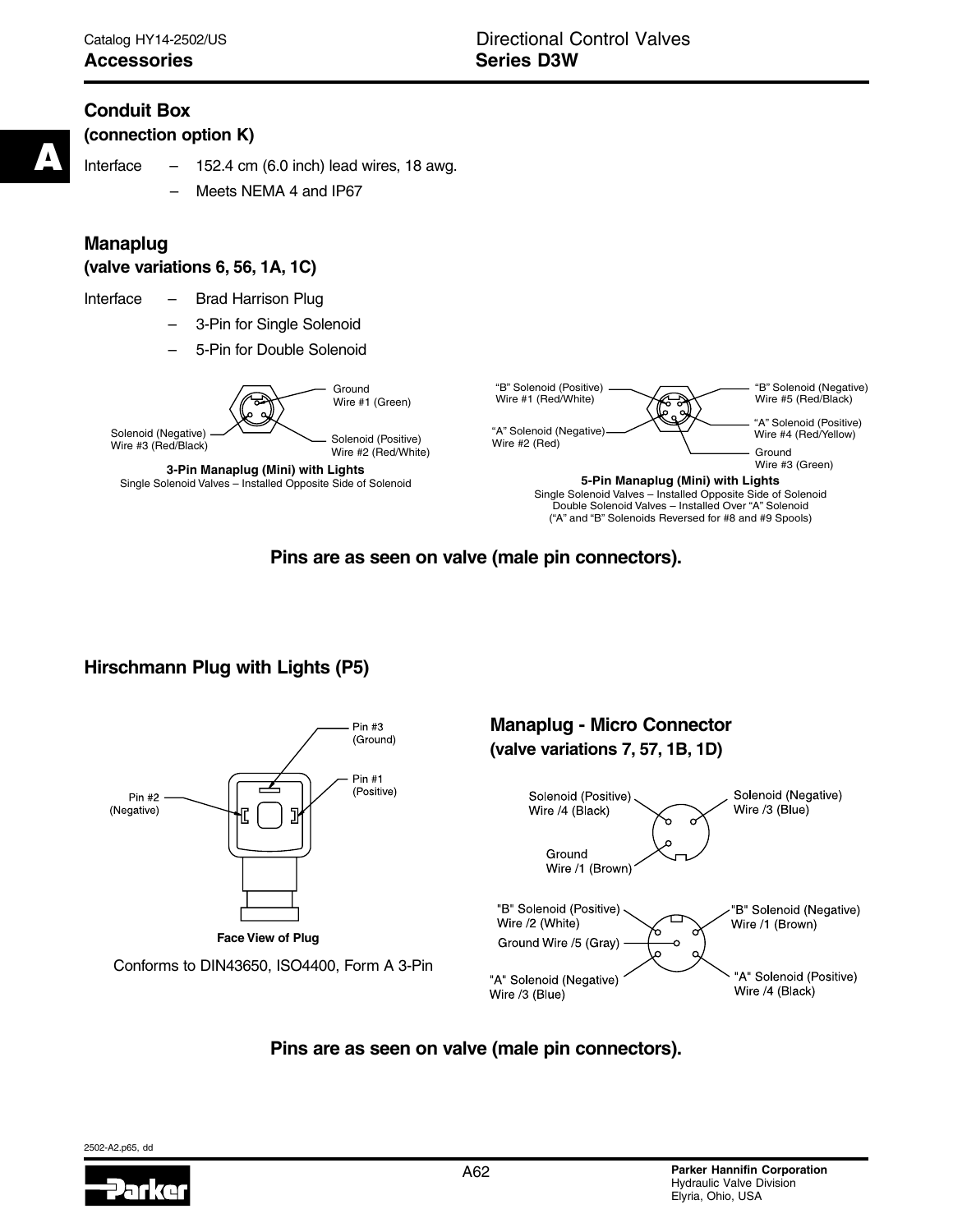## Conduit Box
### (connection option K)

Interface – 152.4 cm (6.0 inch) lead wires, 18 awg.
– Meets NEMA 4 and IP67

## Manaplug
### (valve variations 6, 56, 1A, 1C)

Interface – Brad Harrison Plug
– 3-Pin for Single Solenoid
– 5-Pin for Double Solenoid

Ground
Wire #1 (Green)

Solenoid (Negative)
Wire #3 (Red/Black)

Solenoid (Positive)
Wire #2 (Red/White)

**3-Pin Manaplug (Mini) with Lights**
Single Solenoid Valves – Installed Opposite Side of Solenoid

"B" Solenoid (Positive)
Wire #1 (Red/White)

"B" Solenoid (Negative)
Wire #5 (Red/Black)

"A" Solenoid (Positive)
Wire #4 (Red/Yellow)

"A" Solenoid (Negative)
Wire #2 (Red)

Ground
Wire #3 (Green)

**5-Pin Manaplug (Mini) with Lights**
Single Solenoid Valves – Installed Opposite Side of Solenoid
Double Solenoid Valves – Installed Over "A" Solenoid
("A" and "B" Solenoids Reversed for #8 and #9 Spools)

**Pins are as seen on valve (male pin connectors).**

## Hirschmann Plug with Lights (P5)

Pin #3
(Ground)

Pin #1
(Positive)

Pin #2
(Negative)

**Face View of Plug**

Conforms to DIN43650, ISO4400, Form A 3-Pin

## Manaplug - Micro Connector
### (valve variations 7, 57, 1B, 1D)

Solenoid (Positive)
Wire /4 (Black)

Solenoid (Negative)
Wire /3 (Blue)

Ground
Wire /1 (Brown)

"B" Solenoid (Positive)
Wire /2 (White)

"B" Solenoid (Negative)
Wire /1 (Brown)

Ground Wire /5 (Gray)

"A" Solenoid (Negative)
Wire /3 (Blue)

"A" Solenoid (Positive)
Wire /4 (Black)

**Pins are as seen on valve (male pin connectors).**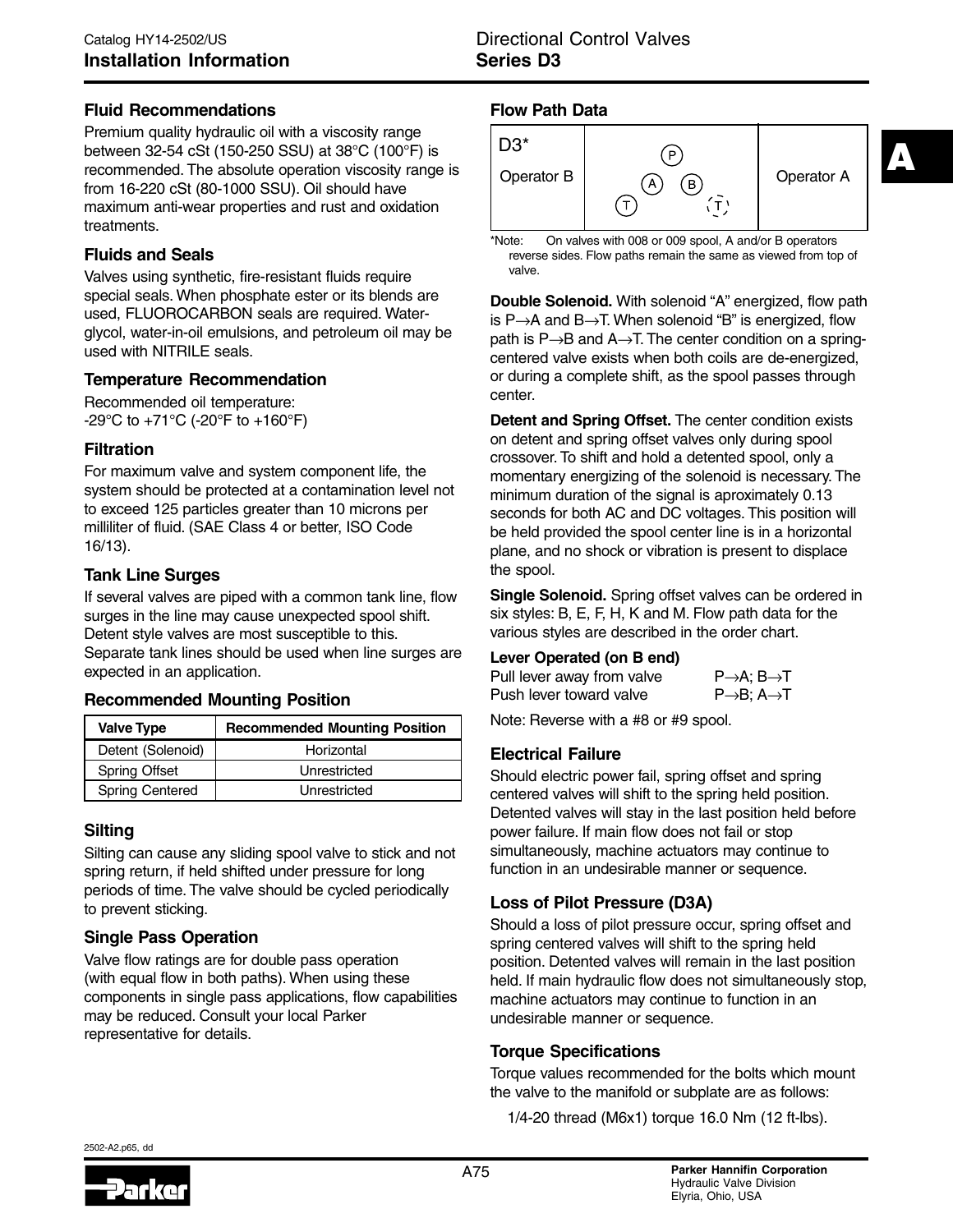## Fluid Recommendations

Premium quality hydraulic oil with a viscosity range between 32-54 cSt (150-250 SSU) at 38°C (100°F) is recommended. The absolute operation viscosity range is from 16-220 cSt (80-1000 SSU). Oil should have maximum anti-wear properties and rust and oxidation treatments.

## Fluids and Seals

Valves using synthetic, fire-resistant fluids require special seals. When phosphate ester or its blends are used, FLUOROCARBON seals are required. Water-glycol, water-in-oil emulsions, and petroleum oil may be used with NITRILE seals.

## Temperature Recommendation

Recommended oil temperature:
-29°C to +71°C (-20°F to +160°F)

## Filtration

For maximum valve and system component life, the system should be protected at a contamination level not to exceed 125 particles greater than 10 microns per milliliter of fluid. (SAE Class 4 or better, ISO Code 16/13).

## Tank Line Surges

If several valves are piped with a common tank line, flow surges in the line may cause unexpected spool shift. Detent style valves are most susceptible to this. Separate tank lines should be used when line surges are expected in an application.

## Recommended Mounting Position

| Valve Type | Recommended Mounting Position |
|---|---|
| Detent (Solenoid) | Horizontal |
| Spring Offset | Unrestricted |
| Spring Centered | Unrestricted |

## Silting

Silting can cause any sliding spool valve to stick and not spring return, if held shifted under pressure for long periods of time. The valve should be cycled periodically to prevent sticking.

## Single Pass Operation

Valve flow ratings are for double pass operation (with equal flow in both paths). When using these components in single pass applications, flow capabilities may be reduced. Consult your local Parker representative for details.

## Flow Path Data

D3*

Operator B

P

A B

T T

Operator A

*Note: On valves with 008 or 009 spool, A and/or B operators reverse sides. Flow paths remain the same as viewed from top of valve.

**Double Solenoid.** With solenoid "A" energized, flow path is P→A and B→T. When solenoid "B" is energized, flow path is P→B and A→T. The center condition on a spring-centered valve exists when both coils are de-energized, or during a complete shift, as the spool passes through center.

**Detent and Spring Offset.** The center condition exists on detent and spring offset valves only during spool crossover. To shift and hold a detented spool, only a momentary energizing of the solenoid is necessary. The minimum duration of the signal is aproximately 0.13 seconds for both AC and DC voltages. This position will be held provided the spool center line is in a horizontal plane, and no shock or vibration is present to displace the spool.

**Single Solenoid.** Spring offset valves can be ordered in six styles: B, E, F, H, K and M. Flow path data for the various styles are described in the order chart.

**Lever Operated (on B end)**

| | |
|---|---|
| Pull lever away from valve | P→A; B→T |
| Push lever toward valve | P→B; A→T |

Note: Reverse with a #8 or #9 spool.

## Electrical Failure

Should electric power fail, spring offset and spring centered valves will shift to the spring held position. Detented valves will stay in the last position held before power failure. If main flow does not fail or stop simultaneously, machine actuators may continue to function in an undesirable manner or sequence.

## Loss of Pilot Pressure (D3A)

Should a loss of pilot pressure occur, spring offset and spring centered valves will shift to the spring held position. Detented valves will remain in the last position held. If main hydraulic flow does not simultaneously stop, machine actuators may continue to function in an undesirable manner or sequence.

## Torque Specifications

Torque values recommended for the bolts which mount the valve to the manifold or subplate are as follows:

1/4-20 thread (M6x1) torque 16.0 Nm (12 ft-lbs).